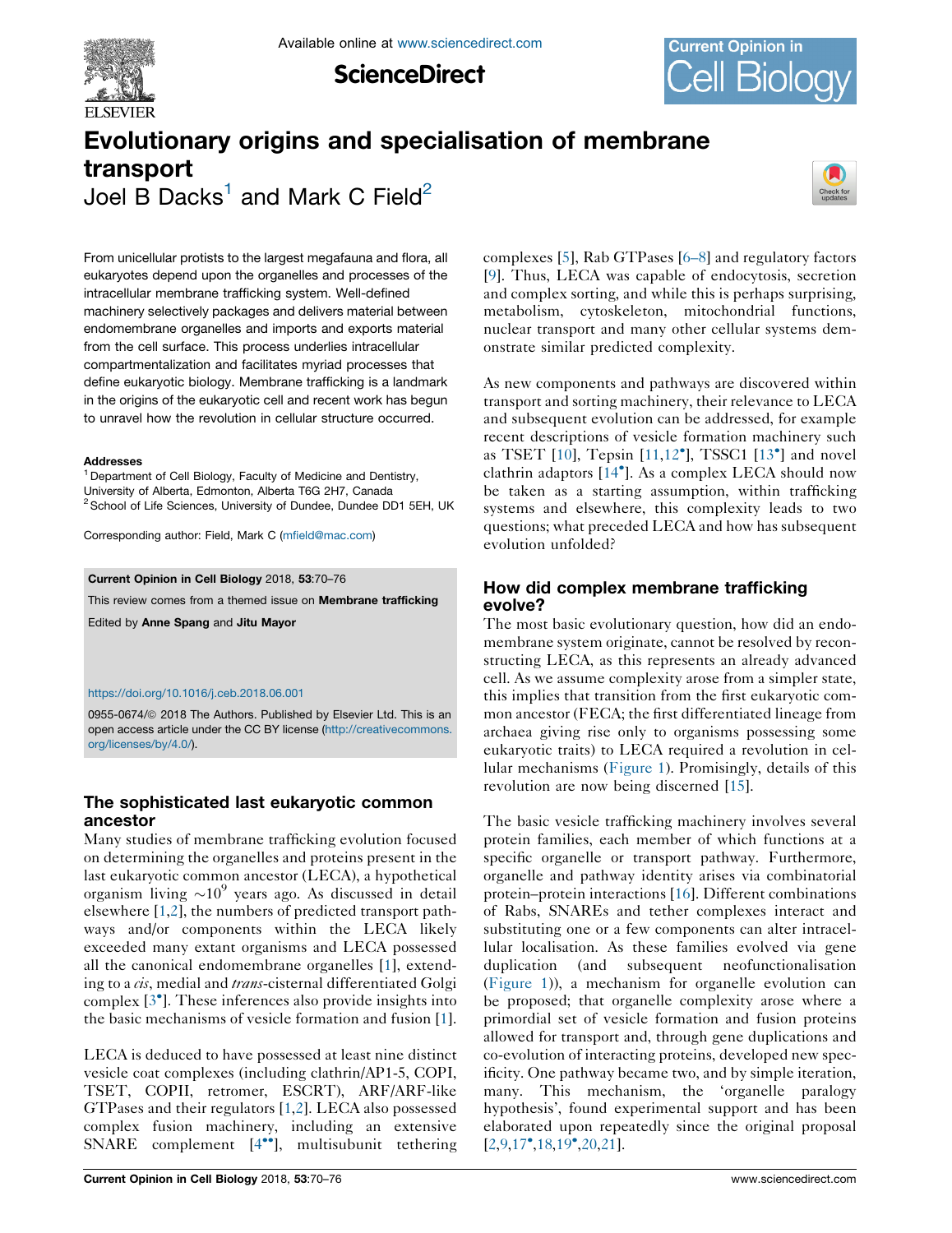# Evolutionary origins and specialisation of membrane transport

Joel B Dacks[1] and Mark C Field[2]

From unicellular protists to the largest megafauna and flora, all eukaryotes depend upon the organelles and processes of the intracellular membrane trafficking system. Well-defined machinery selectively packages and delivers material between endomembrane organelles and imports and exports material from the cell surface. This process underlies intracellular compartmentalization and facilitates myriad processes that define eukaryotic biology. Membrane trafficking is a landmark in the origins of the eukaryotic cell and recent work has begun to unravel how the revolution in cellular structure occurred.

**Addresses**

[1] Department of Cell Biology, Faculty of Medicine and Dentistry, University of Alberta, Edmonton, Alberta T6G 2H7, Canada

[2] School of Life Sciences, University of Dundee, Dundee DD1 5EH, UK

Corresponding author: Field, Mark C (mfield@mac.com)

**Current Opinion in Cell Biology** 2018, **53**:70–76

This review comes from a themed issue on **Membrane trafficking**

Edited by **Anne Spang** and **Jitu Mayor**

https://doi.org/10.1016/j.ceb.2018.06.001

0955-0674/© 2018 The Authors. Published by Elsevier Ltd. This is an open access article under the CC BY license (http://creativecommons.org/licenses/by/4.0/).

## The sophisticated last eukaryotic common ancestor

Many studies of membrane trafficking evolution focused on determining the organelles and proteins present in the last eukaryotic common ancestor (LECA), a hypothetical organism living $\sim 10^9$ years ago. As discussed in detail elsewhere [1,2], the numbers of predicted transport pathways and/or components within the LECA likely exceeded many extant organisms and LECA possessed all the canonical endomembrane organelles [1], extending to a *cis*, medial and *trans*-cisternal differentiated Golgi complex [3•]. These inferences also provide insights into the basic mechanisms of vesicle formation and fusion [1].

LECA is deduced to have possessed at least nine distinct vesicle coat complexes (including clathrin/AP1-5, COPI, TSET, COPII, retromer, ESCRT), ARF/ARF-like GTPases and their regulators [1,2]. LECA also possessed complex fusion machinery, including an extensive SNARE complement [4••], multisubunit tethering complexes [5], Rab GTPases [6–8] and regulatory factors [9]. Thus, LECA was capable of endocytosis, secretion and complex sorting, and while this is perhaps surprising, metabolism, cytoskeleton, mitochondrial functions, nuclear transport and many other cellular systems demonstrate similar predicted complexity.

As new components and pathways are discovered within transport and sorting machinery, their relevance to LECA and subsequent evolution can be addressed, for example recent descriptions of vesicle formation machinery such as TSET [10], Tepsin [11,12•], TSSC1 [13•] and novel clathrin adaptors [14•]. As a complex LECA should now be taken as a starting assumption, within trafficking systems and elsewhere, this complexity leads to two questions; what preceded LECA and how has subsequent evolution unfolded?

## How did complex membrane trafficking evolve?

The most basic evolutionary question, how did an endomembrane system originate, cannot be resolved by reconstructing LECA, as this represents an already advanced cell. As we assume complexity arose from a simpler state, this implies that transition from the first eukaryotic common ancestor (FECA; the first differentiated lineage from archaea giving rise only to organisms possessing some eukaryotic traits) to LECA required a revolution in cellular mechanisms (Figure 1). Promisingly, details of this revolution are now being discerned [15].

The basic vesicle trafficking machinery involves several protein families, each member of which functions at a specific organelle or transport pathway. Furthermore, organelle and pathway identity arises via combinatorial protein–protein interactions [16]. Different combinations of Rabs, SNAREs and tether complexes interact and substituting one or a few components can alter intracellular localisation. As these families evolved via gene duplication (and subsequent neofunctionalisation (Figure 1)), a mechanism for organelle evolution can be proposed; that organelle complexity arose where a primordial set of vesicle formation and fusion proteins allowed for transport and, through gene duplications and co-evolution of interacting proteins, developed new specificity. One pathway became two, and by simple iteration, many. This mechanism, the 'organelle paralogy hypothesis', found experimental support and has been elaborated upon repeatedly since the original proposal [2,9,17•,18,19•,20,21].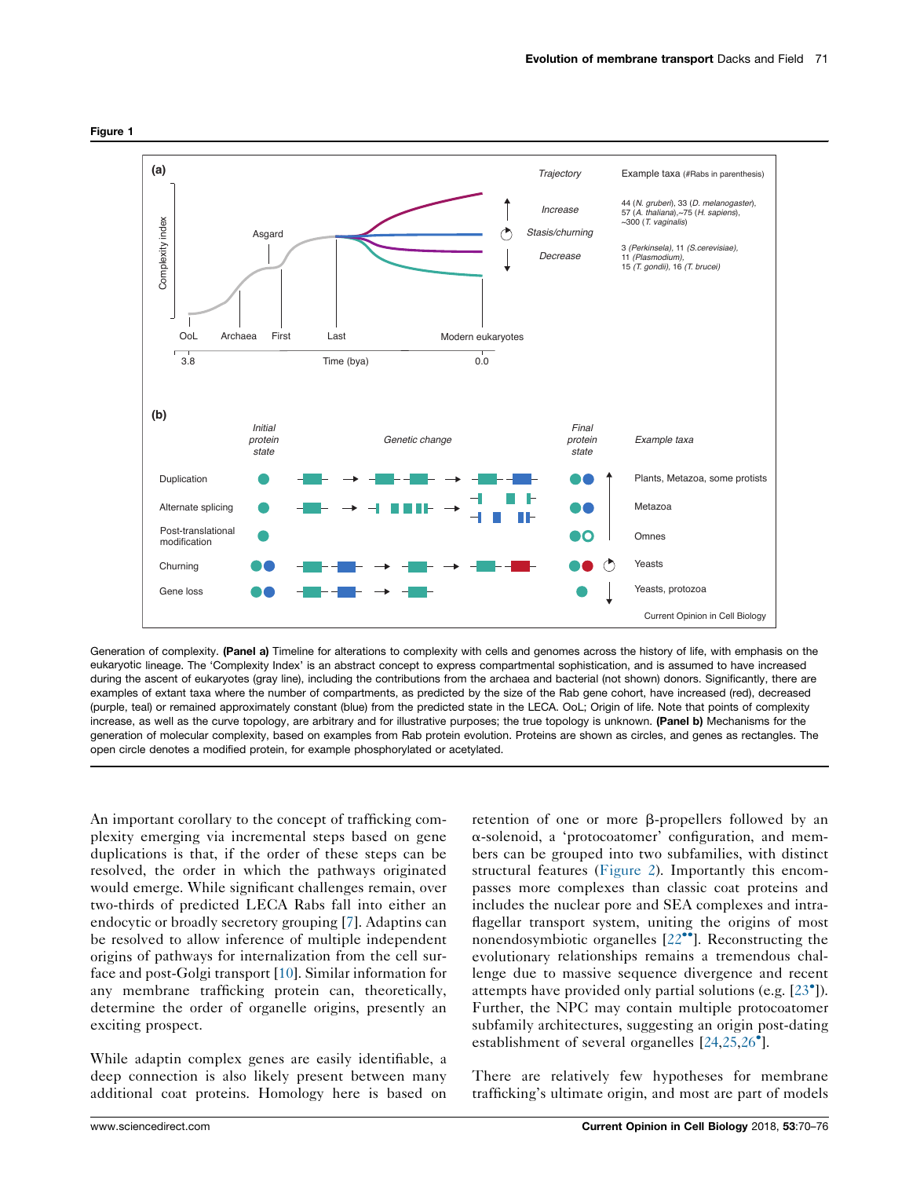**Figure 1**

(a)

Complexity index

Trajectory

Example taxa (#Rabs in parenthesis)

Increase

44 (*N. gruberi*), 33 (*D. melanogaster*), 57 (*A. thaliana*),~75 (*H. sapiens*), ~300 (*T. vaginalis*)

Stasis/churning

Decrease

3 (*Perkinsela*), 11 (*S.cerevisiae*), 11 (*Plasmodium*), 15 (*T. gondii*), 16 (*T. brucei*)

Asgard

OoL

Archaea

First

Last

Modern eukaryotes

3.8

Time (bya)

0.0

(b)

Initial protein state

Genetic change

Final protein state

Example taxa

Duplication — Plants, Metazoa, some protists

Alternate splicing — Metazoa

Post-translational modification — Omnes

Churning — Yeasts

Gene loss — Yeasts, protozoa

Generation of complexity. **(Panel a)** Timeline for alterations to complexity with cells and genomes across the history of life, with emphasis on the eukaryotic lineage. The 'Complexity Index' is an abstract concept to express compartmental sophistication, and is assumed to have increased during the ascent of eukaryotes (gray line), including the contributions from the archaea and bacterial (not shown) donors. Significantly, there are examples of extant taxa where the number of compartments, as predicted by the size of the Rab gene cohort, have increased (red), decreased (purple, teal) or remained approximately constant (blue) from the predicted state in the LECA. OoL; Origin of life. Note that points of complexity increase, as well as the curve topology, are arbitrary and for illustrative purposes; the true topology is unknown. **(Panel b)** Mechanisms for the generation of molecular complexity, based on examples from Rab protein evolution. Proteins are shown as circles, and genes as rectangles. The open circle denotes a modified protein, for example phosphorylated or acetylated.

An important corollary to the concept of trafficking complexity emerging via incremental steps based on gene duplications is that, if the order of these steps can be resolved, the order in which the pathways originated would emerge. While significant challenges remain, over two-thirds of predicted LECA Rabs fall into either an endocytic or broadly secretory grouping [7]. Adaptins can be resolved to allow inference of multiple independent origins of pathways for internalization from the cell surface and post-Golgi transport [10]. Similar information for any membrane trafficking protein can, theoretically, determine the order of organelle origins, presently an exciting prospect.

While adaptin complex genes are easily identifiable, a deep connection is also likely present between many additional coat proteins. Homology here is based on retention of one or more β-propellers followed by an α-solenoid, a 'protocoatomer' configuration, and members can be grouped into two subfamilies, with distinct structural features (Figure 2). Importantly this encompasses more complexes than classic coat proteins and includes the nuclear pore and SEA complexes and intraflagellar transport system, uniting the origins of most nonendosymbiotic organelles [22••]. Reconstructing the evolutionary relationships remains a tremendous challenge due to massive sequence divergence and recent attempts have provided only partial solutions (e.g. [23•]). Further, the NPC may contain multiple protocoatomer subfamily architectures, suggesting an origin post-dating establishment of several organelles [24,25,26•].

There are relatively few hypotheses for membrane trafficking's ultimate origin, and most are part of models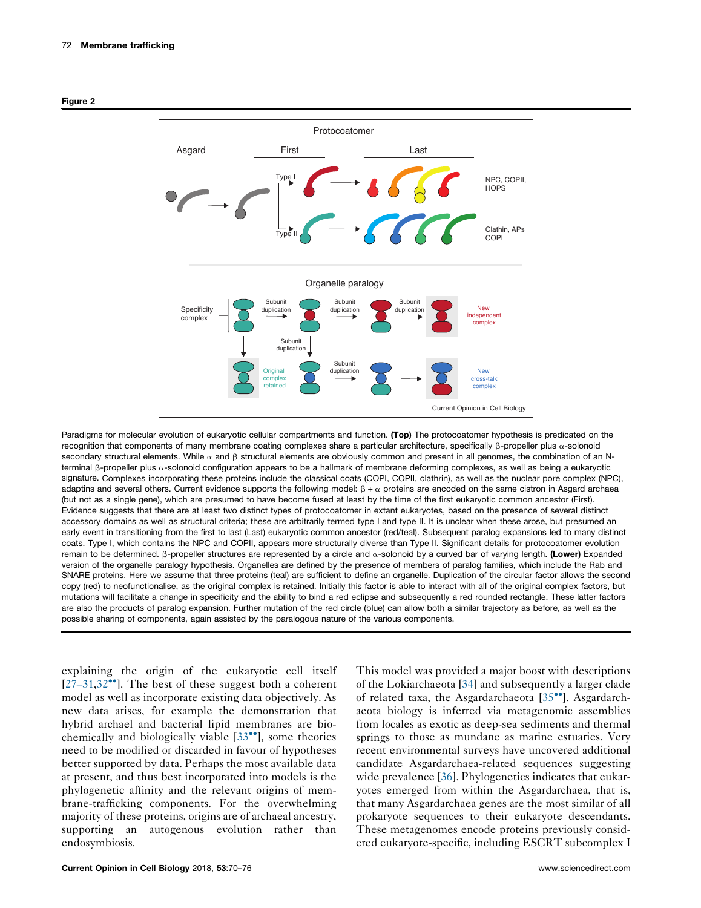**Figure 2**

Protocoatomer

Asgard

First

Last

Type I

Type II

NPC, COPII, HOPS

Clathrin, APs COPI

Organelle paralogy

Specificity complex

Subunit duplication

Subunit duplication

Subunit duplication

New independent complex

Subunit duplication

Original complex retained

Subunit duplication

New cross-talk complex

Current Opinion in Cell Biology

Paradigms for molecular evolution of eukaryotic cellular compartments and function. **(Top)** The protocoatomer hypothesis is predicated on the recognition that components of many membrane coating complexes share a particular architecture, specifically β-propeller plus α-solonoid secondary structural elements. While α and β structural elements are obviously common and present in all genomes, the combination of an N-terminal β-propeller plus α-solonoid configuration appears to be a hallmark of membrane deforming complexes, as well as being a eukaryotic signature. Complexes incorporating these proteins include the classical coats (COPI, COPII, clathrin), as well as the nuclear pore complex (NPC), adaptins and several others. Current evidence supports the following model: β + α proteins are encoded on the same cistron in Asgard archaea (but not as a single gene), which are presumed to have become fused at least by the time of the first eukaryotic common ancestor (First). Evidence suggests that there are at least two distinct types of protocoatomer in extant eukaryotes, based on the presence of several distinct accessory domains as well as structural criteria; these are arbitrarily termed type I and type II. It is unclear when these arose, but presumed an early event in transitioning from the first to last (Last) eukaryotic common ancestor (red/teal). Subsequent paralog expansions led to many distinct coats. Type I, which contains the NPC and COPII, appears more structurally diverse than Type II. Significant details for protocoatomer evolution remain to be determined. β-propeller structures are represented by a circle and α-solonoid by a curved bar of varying length. **(Lower)** Expanded version of the organelle paralogy hypothesis. Organelles are defined by the presence of members of paralog families, which include the Rab and SNARE proteins. Here we assume that three proteins (teal) are sufficient to define an organelle. Duplication of the circular factor allows the second copy (red) to neofunctionalise, as the original complex is retained. Initially this factor is able to interact with all of the original complex factors, but mutations will facilitate a change in specificity and the ability to bind a red eclipse and subsequently a red rounded rectangle. These latter factors are also the products of paralog expansion. Further mutation of the red circle (blue) can allow both a similar trajectory as before, as well as the possible sharing of components, again assisted by the paralogous nature of the various components.

explaining the origin of the eukaryotic cell itself [27–31,32••]. The best of these suggest both a coherent model as well as incorporate existing data objectively. As new data arises, for example the demonstration that hybrid archaeal and bacterial lipid membranes are biochemically and biologically viable [33••], some theories need to be modified or discarded in favour of hypotheses better supported by data. Perhaps the most available data at present, and thus best incorporated into models is the phylogenetic affinity and the relevant origins of membrane-trafficking components. For the overwhelming majority of these proteins, origins are of archaeal ancestry, supporting an autogenous evolution rather than endosymbiosis.

This model was provided a major boost with descriptions of the Lokiarchaeota [34] and subsequently a larger clade of related taxa, the Asgardarchaeota [35••]. Asgardarchaeota biology is inferred via metagenomic assemblies from locales as exotic as deep-sea sediments and thermal springs to those as mundane as marine estuaries. Very recent environmental surveys have uncovered additional candidate Asgardarchaea-related sequences suggesting wide prevalence [36]. Phylogenetics indicates that eukaryotes emerged from within the Asgardarchaea, that is, that many Asgardarchaea genes are the most similar of all prokaryote sequences to their eukaryote descendants. These metagenomes encode proteins previously considered eukaryote-specific, including ESCRT subcomplex I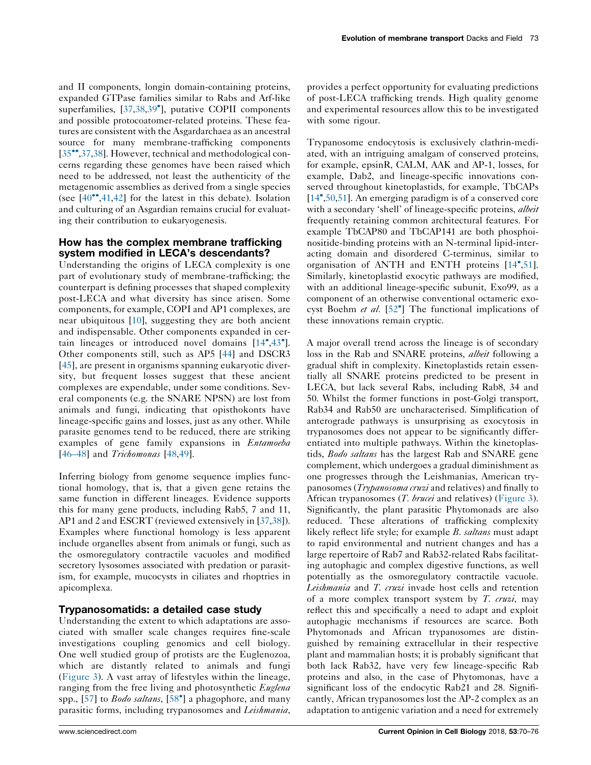and II components, longin domain-containing proteins, expanded GTPase families similar to Rabs and Arf-like superfamilies, [37,38,39•], putative COPII components and possible protocoatomer-related proteins. These features are consistent with the Asgardarchaea as an ancestral source for many membrane-trafficking components [35••,37,38]. However, technical and methodological concerns regarding these genomes have been raised which need to be addressed, not least the authenticity of the metagenomic assemblies as derived from a single species (see [40••,41,42] for the latest in this debate). Isolation and culturing of an Asgardian remains crucial for evaluating their contribution to eukaryogenesis.

## How has the complex membrane trafficking system modified in LECA's descendants?

Understanding the origins of LECA complexity is one part of evolutionary study of membrane-trafficking; the counterpart is defining processes that shaped complexity post-LECA and what diversity has since arisen. Some components, for example, COPI and AP1 complexes, are near ubiquitous [10], suggesting they are both ancient and indispensable. Other components expanded in certain lineages or introduced novel domains [14•,43•]. Other components still, such as AP5 [44] and DSCR3 [45], are present in organisms spanning eukaryotic diversity, but frequent losses suggest that these ancient complexes are expendable, under some conditions. Several components (e.g. the SNARE NPSN) are lost from animals and fungi, indicating that opisthokonts have lineage-specific gains and losses, just as any other. While parasite genomes tend to be reduced, there are striking examples of gene family expansions in *Entamoeba* [46–48] and *Trichomonas* [48,49].

Inferring biology from genome sequence implies functional homology, that is, that a given gene retains the same function in different lineages. Evidence supports this for many gene products, including Rab5, 7 and 11, AP1 and 2 and ESCRT (reviewed extensively in [37,38]). Examples where functional homology is less apparent include organelles absent from animals or fungi, such as the osmoregulatory contractile vacuoles and modified secretory lysosomes associated with predation or parasitism, for example, mucocysts in ciliates and rhoptries in apicomplexa.

## Trypanosomatids: a detailed case study

Understanding the extent to which adaptations are associated with smaller scale changes requires fine-scale investigations coupling genomics and cell biology. One well studied group of protists are the Euglenozoa, which are distantly related to animals and fungi (Figure 3). A vast array of lifestyles within the lineage, ranging from the free living and photosynthetic *Euglena* spp., [57] to *Bodo saltans*, [58•] a phagophore, and many parasitic forms, including trypanosomes and *Leishmania*, provides a perfect opportunity for evaluating predictions of post-LECA trafficking trends. High quality genome and experimental resources allow this to be investigated with some rigour.

Trypanosome endocytosis is exclusively clathrin-mediated, with an intriguing amalgam of conserved proteins, for example, epsinR, CALM, AAK and AP-1, losses, for example, Dab2, and lineage-specific innovations conserved throughout kinetoplastids, for example, TbCAPs [14•,50,51]. An emerging paradigm is of a conserved core with a secondary 'shell' of lineage-specific proteins, *albeit* frequently retaining common architectural features. For example TbCAP80 and TbCAP141 are both phosphoinositide-binding proteins with an N-terminal lipid-interacting domain and disordered C-terminus, similar to organisation of ANTH and ENTH proteins [14•,51]. Similarly, kinetoplastid exocytic pathways are modified, with an additional lineage-specific subunit, Exo99, as a component of an otherwise conventional octameric exocyst Boehm *et al.* [52•] The functional implications of these innovations remain cryptic.

A major overall trend across the lineage is of secondary loss in the Rab and SNARE proteins, *albeit* following a gradual shift in complexity. Kinetoplastids retain essentially all SNARE proteins predicted to be present in LECA, but lack several Rabs, including Rab8, 34 and 50. Whilst the former functions in post-Golgi transport, Rab34 and Rab50 are uncharacterised. Simplification of anterograde pathways is unsurprising as exocytosis in trypanosomes does not appear to be significantly differentiated into multiple pathways. Within the kinetoplastids, *Bodo saltans* has the largest Rab and SNARE gene complement, which undergoes a gradual diminishment as one progresses through the Leishmanias, American trypanosomes (*Trypanosoma cruzi* and relatives) and finally to African trypanosomes (*T. brucei* and relatives) (Figure 3). Significantly, the plant parasitic Phytomonads are also reduced. These alterations of trafficking complexity likely reflect life style; for example *B. saltans* must adapt to rapid environmental and nutrient changes and has a large repertoire of Rab7 and Rab32-related Rabs facilitating autophagic and complex digestive functions, as well potentially as the osmoregulatory contractile vacuole. *Leishmania* and *T. cruzi* invade host cells and retention of a more complex transport system by *T. cruzi*, may reflect this and specifically a need to adapt and exploit autophagic mechanisms if resources are scarce. Both Phytomonads and African trypanosomes are distinguished by remaining extracellular in their respective plant and mammalian hosts; it is probably significant that both lack Rab32, have very few lineage-specific Rab proteins and also, in the case of Phytomonas, have a significant loss of the endocytic Rab21 and 28. Significantly, African trypanosomes lost the AP-2 complex as an adaptation to antigenic variation and a need for extremely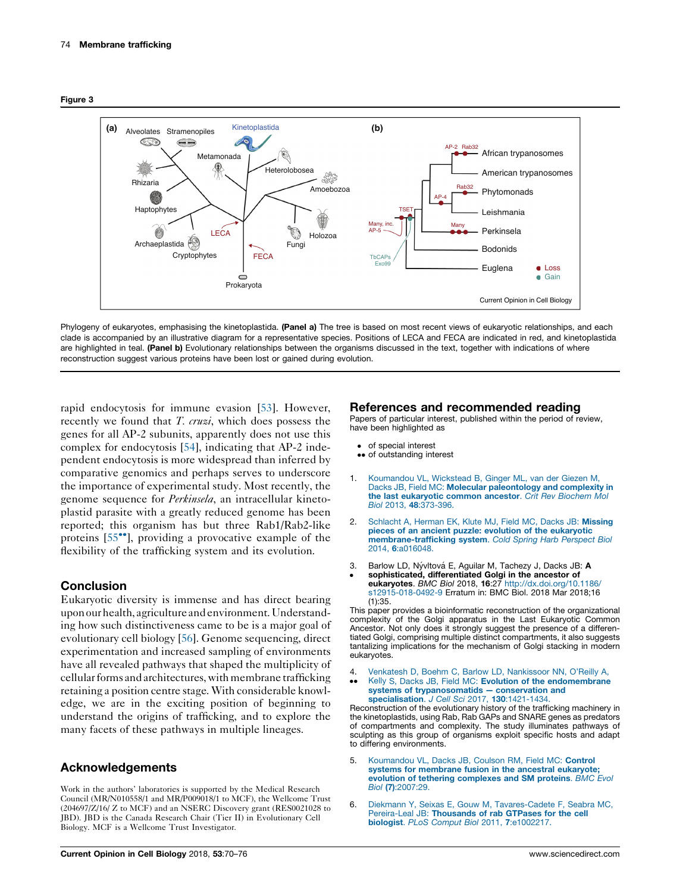**Figure 3**

Phylogeny of eukaryotes, emphasising the kinetoplastida. **(Panel a)** The tree is based on most recent views of eukaryotic relationships, and each clade is accompanied by an illustrative diagram for a representative species. Positions of LECA and FECA are indicated in red, and kinetoplastida are highlighted in teal. **(Panel b)** Evolutionary relationships between the organisms discussed in the text, together with indications of where reconstruction suggest various proteins have been lost or gained during evolution.

rapid endocytosis for immune evasion [53]. However, recently we found that *T. cruzi*, which does possess the genes for all AP-2 subunits, apparently does not use this complex for endocytosis [54], indicating that AP-2 independent endocytosis is more widespread than inferred by comparative genomics and perhaps serves to underscore the importance of experimental study. Most recently, the genome sequence for *Perkinsela*, an intracellular kinetoplastid parasite with a greatly reduced genome has been reported; this organism has but three Rab1/Rab2-like proteins [55••], providing a provocative example of the flexibility of the trafficking system and its evolution.

## Conclusion

Eukaryotic diversity is immense and has direct bearing upon our health, agriculture and environment. Understanding how such distinctiveness came to be is a major goal of evolutionary cell biology [56]. Genome sequencing, direct experimentation and increased sampling of environments have all revealed pathways that shaped the multiplicity of cellular forms and architectures, with membrane trafficking retaining a position centre stage. With considerable knowledge, we are in the exciting position of beginning to understand the origins of trafficking, and to explore the many facets of these pathways in multiple lineages.

## Acknowledgements

Work in the authors' laboratories is supported by the Medical Research Council (MR/N010558/1 and MR/P009018/1 to MCF), the Wellcome Trust (204697/Z/16/ Z to MCF) and an NSERC Discovery grant (RES0021028 to JBD). JBD is the Canada Research Chair (Tier II) in Evolutionary Cell Biology. MCF is a Wellcome Trust Investigator.

## References and recommended reading

Papers of particular interest, published within the period of review, have been highlighted as

- • of special interest
- •• of outstanding interest

1. Koumandou VL, Wickstead B, Ginger ML, van der Giezen M, Dacks JB, Field MC: **Molecular paleontology and complexity in the last eukaryotic common ancestor**. *Crit Rev Biochem Mol Biol* 2013, **48**:373-396.

2. Schlacht A, Herman EK, Klute MJ, Field MC, Dacks JB: **Missing pieces of an ancient puzzle: evolution of the eukaryotic membrane-trafficking system**. *Cold Spring Harb Perspect Biol* 2014, **6**:a016048.

3. • Barlow LD, Nývltová E, Aguilar M, Tachezy J, Dacks JB: **A sophisticated, differentiated Golgi in the ancestor of eukaryotes**. *BMC Biol* 2018, **16**:27 http://dx.doi.org/10.1186/s12915-018-0492-9 Erratum in: BMC Biol. 2018 Mar 2018;16 (1):35.

This paper provides a bioinformatic reconstruction of the organizational complexity of the Golgi apparatus in the Last Eukaryotic Common Ancestor. Not only does it strongly suggest the presence of a differentiated Golgi, comprising multiple distinct compartments, it also suggests tantalizing implications for the mechanism of Golgi stacking in modern eukaryotes.

4. •• Venkatesh D, Boehm C, Barlow LD, Nankissoor NN, O'Reilly A, Kelly S, Dacks JB, Field MC: **Evolution of the endomembrane systems of trypanosomatids — conservation and specialisation**. *J Cell Sci* 2017, **130**:1421-1434.

Reconstruction of the evolutionary history of the trafficking machinery in the kinetoplastids, using Rab, Rab GAPs and SNARE genes as predators of compartments and complexity. The study illuminates pathways of sculpting as this group of organisms exploit specific hosts and adapt to differing environments.

5. Koumandou VL, Dacks JB, Coulson RM, Field MC: **Control systems for membrane fusion in the ancestral eukaryote; evolution of tethering complexes and SM proteins**. *BMC Evol Biol* **(7)**:2007:29.

6. Diekmann Y, Seixas E, Gouw M, Tavares-Cadete F, Seabra MC, Pereira-Leal JB: **Thousands of rab GTPases for the cell biologist**. *PLoS Comput Biol* 2011, **7**:e1002217.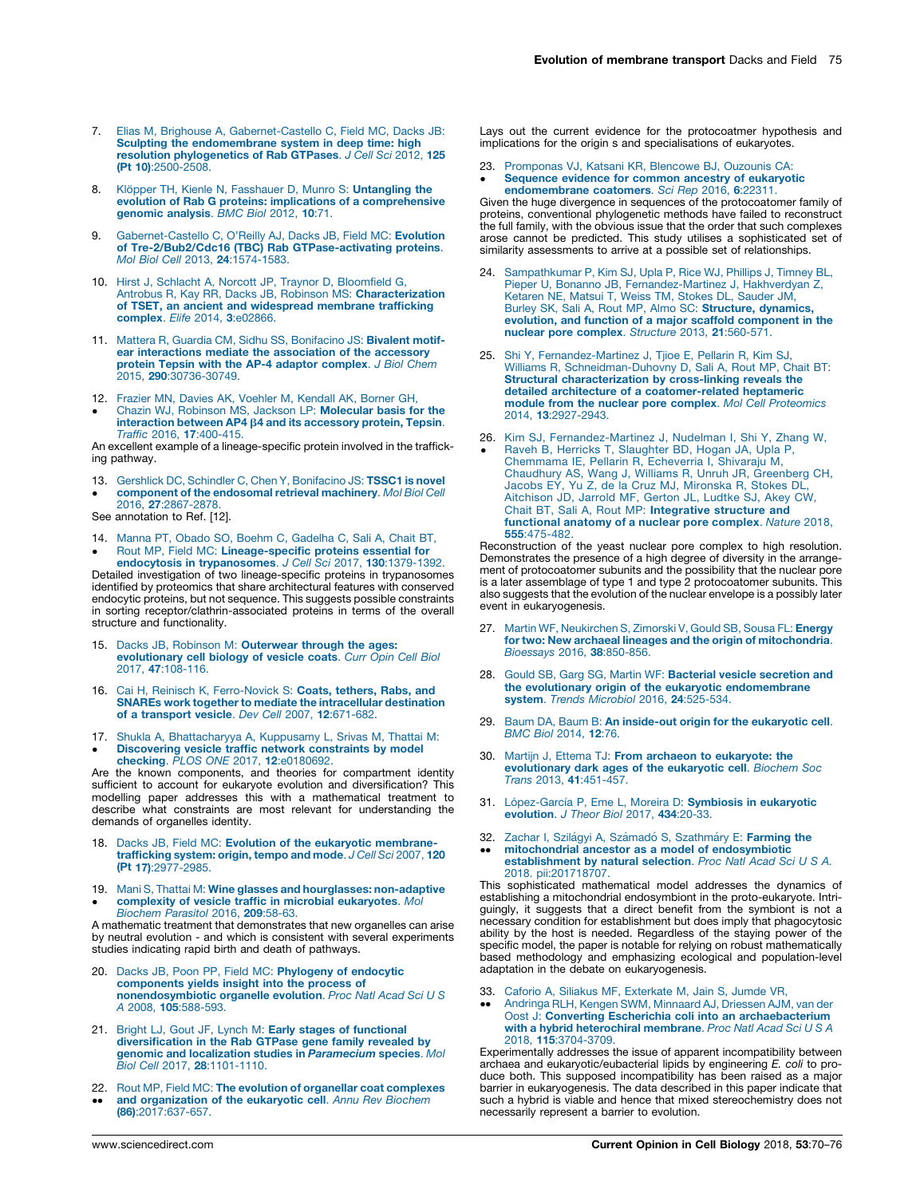7. Elias M, Brighouse A, Gabernet-Castello C, Field MC, Dacks JB: **Sculpting the endomembrane system in deep time: high resolution phylogenetics of Rab GTPases**. *J Cell Sci* 2012, **125 (Pt 10)**:2500-2508.

8. Klöpper TH, Kienle N, Fasshauer D, Munro S: **Untangling the evolution of Rab G proteins: implications of a comprehensive genomic analysis**. *BMC Biol* 2012, **10**:71.

9. Gabernet-Castello C, O'Reilly AJ, Dacks JB, Field MC: **Evolution of Tre-2/Bub2/Cdc16 (TBC) Rab GTPase-activating proteins**. *Mol Biol Cell* 2013, **24**:1574-1583.

10. Hirst J, Schlacht A, Norcott JP, Traynor D, Bloomfield G, Antrobus R, Kay RR, Dacks JB, Robinson MS: **Characterization of TSET, an ancient and widespread membrane trafficking complex**. *Elife* 2014, **3**:e02866.

11. Mattera R, Guardia CM, Sidhu SS, Bonifacino JS: **Bivalent motif-ear interactions mediate the association of the accessory protein Tepsin with the AP-4 adaptor complex**. *J Biol Chem* 2015, **290**:30736-30749.

12. • Frazier MN, Davies AK, Voehler M, Kendall AK, Borner GH, Chazin WJ, Robinson MS, Jackson LP: **Molecular basis for the interaction between AP4 β4 and its accessory protein, Tepsin**. *Traffic* 2016, **17**:400-415.
An excellent example of a lineage-specific protein involved in the trafficking pathway.

13. • Gershlick DC, Schindler C, Chen Y, Bonifacino JS: **TSSC1 is novel component of the endosomal retrieval machinery**. *Mol Biol Cell* 2016, **27**:2867-2878.
See annotation to Ref. [12].

14. • Manna PT, Obado SO, Boehm C, Gadelha C, Sali A, Chait BT, Rout MP, Field MC: **Lineage-specific proteins essential for endocytosis in trypanosomes**. *J Cell Sci* 2017, **130**:1379-1392.
Detailed investigation of two lineage-specific proteins in trypanosomes identified by proteomics that share architectural features with conserved endocytic proteins, but not sequence. This suggests possible constraints in sorting receptor/clathrin-associated proteins in terms of the overall structure and functionality.

15. Dacks JB, Robinson M: **Outerwear through the ages: evolutionary cell biology of vesicle coats**. *Curr Opin Cell Biol* 2017, **47**:108-116.

16. Cai H, Reinisch K, Ferro-Novick S: **Coats, tethers, Rabs, and SNAREs work together to mediate the intracellular destination of a transport vesicle**. *Dev Cell* 2007, **12**:671-682.

17. • Shukla A, Bhattacharyya A, Kuppusamy L, Srivas M, Thattai M: **Discovering vesicle traffic network constraints by model checking**. *PLOS ONE* 2017, **12**:e0180692.
Are the known components, and theories for compartment identity sufficient to account for eukaryote evolution and diversification? This modelling paper addresses this with a mathematical treatment to describe what constraints are most relevant for understanding the demands of organelles identity.

18. Dacks JB, Field MC: **Evolution of the eukaryotic membrane-trafficking system: origin, tempo and mode**. *J Cell Sci* 2007, **120 (Pt 17)**:2977-2985.

19. • Mani S, Thattai M: **Wine glasses and hourglasses: non-adaptive complexity of vesicle traffic in microbial eukaryotes**. *Mol Biochem Parasitol* 2016, **209**:58-63.
A mathematic treatment that demonstrates that new organelles can arise by neutral evolution - and which is consistent with several experiments studies indicating rapid birth and death of pathways.

20. Dacks JB, Poon PP, Field MC: **Phylogeny of endocytic components yields insight into the process of nonendosymbiotic organelle evolution**. *Proc Natl Acad Sci U S A* 2008, **105**:588-593.

21. Bright LJ, Gout JF, Lynch M: **Early stages of functional diversification in the Rab GTPase gene family revealed by genomic and localization studies in *Paramecium* species**. *Mol Biol Cell* 2017, **28**:1101-1110.

22. •• Rout MP, Field MC: **The evolution of organellar coat complexes and organization of the eukaryotic cell**. *Annu Rev Biochem* **(86)**:2017:637-657.
Lays out the current evidence for the protocoatmer hypothesis and implications for the origin s and specialisations of eukaryotes.

23. • Promponas VJ, Katsani KR, Blencowe BJ, Ouzounis CA: **Sequence evidence for common ancestry of eukaryotic endomembrane coatomers**. *Sci Rep* 2016, **6**:22311.
Given the huge divergence in sequences of the protocoatomer family of proteins, conventional phylogenetic methods have failed to reconstruct the full family, with the obvious issue that the order that such complexes arose cannot be predicted. This study utilises a sophisticated set of similarity assessments to arrive at a possible set of relationships.

24. Sampathkumar P, Kim SJ, Upla P, Rice WJ, Phillips J, Timney BL, Pieper U, Bonanno JB, Fernandez-Martinez J, Hakhverdyan Z, Ketaren NE, Matsui T, Weiss TM, Stokes DL, Sauder JM, Burley SK, Sali A, Rout MP, Almo SC: **Structure, dynamics, evolution, and function of a major scaffold component in the nuclear pore complex**. *Structure* 2013, **21**:560-571.

25. Shi Y, Fernandez-Martinez J, Tjioe E, Pellarin R, Kim SJ, Williams R, Schneidman-Duhovny D, Sali A, Rout MP, Chait BT: **Structural characterization by cross-linking reveals the detailed architecture of a coatomer-related heptameric module from the nuclear pore complex**. *Mol Cell Proteomics* 2014, **13**:2927-2943.

26. • Kim SJ, Fernandez-Martinez J, Nudelman I, Shi Y, Zhang W, Raveh B, Herricks T, Slaughter BD, Hogan JA, Upla P, Chemmama IE, Pellarin R, Echeverria I, Shivaraju M, Chaudhury AS, Wang J, Williams R, Unruh JR, Greenberg CH, Jacobs EY, Yu Z, de la Cruz MJ, Mironska R, Stokes DL, Aitchison JD, Jarrold MF, Gerton JL, Ludtke SJ, Akey CW, Chait BT, Sali A, Rout MP: **Integrative structure and functional anatomy of a nuclear pore complex**. *Nature* 2018, **555**:475-482.
Reconstruction of the yeast nuclear pore complex to high resolution. Demonstrates the presence of a high degree of diversity in the arrangement of protocoatomer subunits and the possibility that the nuclear pore is a later assemblage of type 1 and type 2 protocoatomer subunits. This also suggests that the evolution of the nuclear envelope is a possibly later event in eukaryogenesis.

27. Martin WF, Neukirchen S, Zimorski V, Gould SB, Sousa FL: **Energy for two: New archaeal lineages and the origin of mitochondria**. *Bioessays* 2016, **38**:850-856.

28. Gould SB, Garg SG, Martin WF: **Bacterial vesicle secretion and the evolutionary origin of the eukaryotic endomembrane system**. *Trends Microbiol* 2016, **24**:525-534.

29. Baum DA, Baum B: **An inside-out origin for the eukaryotic cell**. *BMC Biol* 2014, **12**:76.

30. Martijn J, Ettema TJ: **From archaeon to eukaryote: the evolutionary dark ages of the eukaryotic cell**. *Biochem Soc Trans* 2013, **41**:451-457.

31. López-García P, Eme L, Moreira D: **Symbiosis in eukaryotic evolution**. *J Theor Biol* 2017, **434**:20-33.

32. •• Zachar I, Szilágyi A, Számadó S, Szathmáry E: **Farming the mitochondrial ancestor as a model of endosymbiotic establishment by natural selection**. *Proc Natl Acad Sci U S A*. 2018. pii:201718707.
This sophisticated mathematical model addresses the dynamics of establishing a mitochondrial endosymbiont in the proto-eukaryote. Intriguingly, it suggests that a direct benefit from the symbiont is not a necessary condition for establishment but does imply that phagocytosic ability by the host is needed. Regardless of the staying power of the specific model, the paper is notable for relying on robust mathematically based methodology and emphasizing ecological and population-level adaptation in the debate on eukaryogenesis.

33. •• Caforio A, Siliakus MF, Exterkate M, Jain S, Jumde VR, Andringa RLH, Kengen SWM, Minnaard AJ, Driessen AJM, van der Oost J: **Converting Escherichia coli into an archaebacterium with a hybrid heterochiral membrane**. *Proc Natl Acad Sci U S A* 2018, **115**:3704-3709.
Experimentally addresses the issue of apparent incompatibility between archaea and eukaryotic/eubacterial lipids by engineering *E. coli* to produce both. This supposed incompatibility has been raised as a major barrier in eukaryogenesis. The data described in this paper indicate that such a hybrid is viable and hence that mixed stereochemistry does not necessarily represent a barrier to evolution.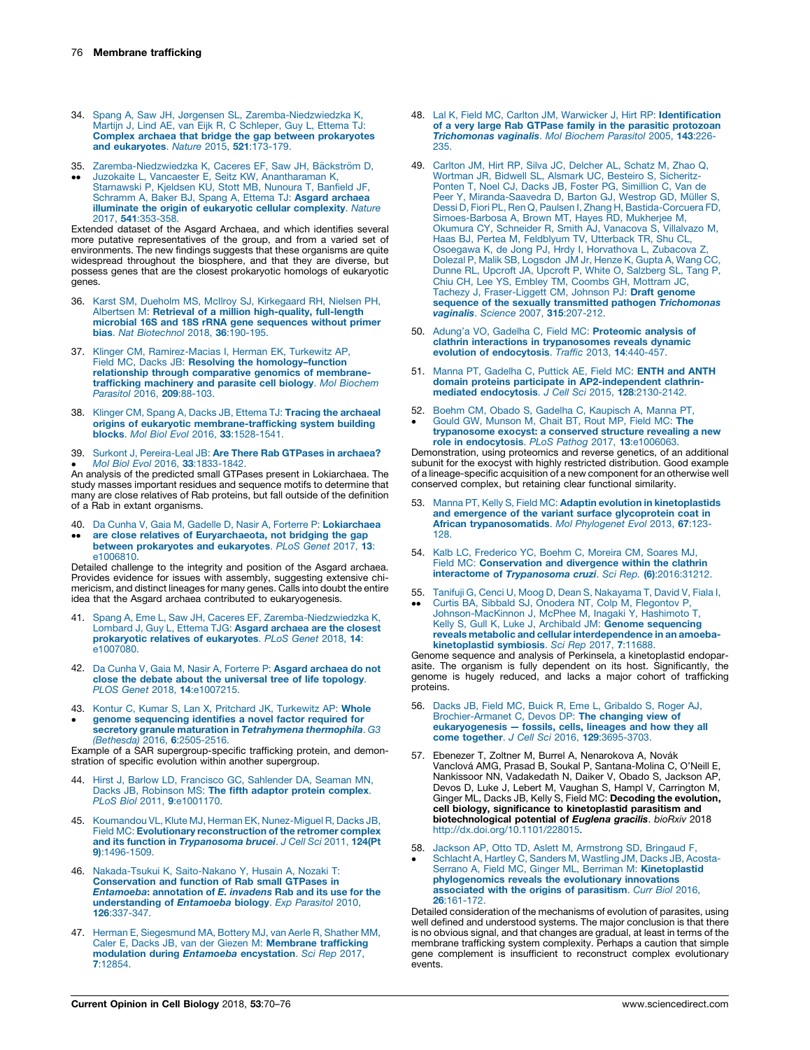34. Spang A, Saw JH, Jørgensen SL, Zaremba-Niedzwiedzka K, Martijn J, Lind AE, van Eijk R, C Schleper, Guy L, Ettema TJ: **Complex archaea that bridge the gap between prokaryotes and eukaryotes**. *Nature* 2015, **521**:173-179.

35. •• Zaremba-Niedzwiedzka K, Caceres EF, Saw JH, Bäckström D, Juzokaite L, Vancaester E, Seitz KW, Anantharaman K, Starnawski P, Kjeldsen KU, Stott MB, Nunoura T, Banfield JF, Schramm A, Baker BJ, Spang A, Ettema TJ: **Asgard archaea illuminate the origin of eukaryotic cellular complexity**. *Nature* 2017, **541**:353-358.

Extended dataset of the Asgard Archaea, and which identifies several more putative representatives of the group, and from a varied set of environments. The new findings suggests that these organisms are quite widespread throughout the biosphere, and that they are diverse, but possess genes that are the closest prokaryotic homologs of eukaryotic genes.

36. Karst SM, Dueholm MS, McIlroy SJ, Kirkegaard RH, Nielsen PH, Albertsen M: **Retrieval of a million high-quality, full-length microbial 16S and 18S rRNA gene sequences without primer bias**. *Nat Biotechnol* 2018, **36**:190-195.

37. Klinger CM, Ramirez-Macias I, Herman EK, Turkewitz AP, Field MC, Dacks JB: **Resolving the homology–function relationship through comparative genomics of membrane-trafficking machinery and parasite cell biology**. *Mol Biochem Parasitol* 2016, **209**:88-103.

38. Klinger CM, Spang A, Dacks JB, Ettema TJ: **Tracing the archaeal origins of eukaryotic membrane-trafficking system building blocks**. *Mol Biol Evol* 2016, **33**:1528-1541.

39. • Surkont J, Pereira-Leal JB: **Are There Rab GTPases in archaea?** *Mol Biol Evol* 2016, **33**:1833-1842.

An analysis of the predicted small GTPases present in Lokiarchaea. The study masses important residues and sequence motifs to determine that many are close relatives of Rab proteins, but fall outside of the definition of a Rab in extant organisms.

40. •• Da Cunha V, Gaia M, Gadelle D, Nasir A, Forterre P: **Lokiarchaea are close relatives of Euryarchaeota, not bridging the gap between prokaryotes and eukaryotes**. *PLoS Genet* 2017, **13**: e1006810.

Detailed challenge to the integrity and position of the Asgard archaea. Provides evidence for issues with assembly, suggesting extensive chimericism, and distinct lineages for many genes. Calls into doubt the entire idea that the Asgard archaea contributed to eukaryogenesis.

41. Spang A, Eme L, Saw JH, Caceres EF, Zaremba-Niedzwiedzka K, Lombard J, Guy L, Ettema TJG: **Asgard archaea are the closest prokaryotic relatives of eukaryotes**. *PLoS Genet* 2018, **14**: e1007080.

42. Da Cunha V, Gaia M, Nasir A, Forterre P: **Asgard archaea do not close the debate about the universal tree of life topology**. *PLOS Genet* 2018, **14**:e1007215.

43. • Kontur C, Kumar S, Lan X, Pritchard JK, Turkewitz AP: **Whole genome sequencing identifies a novel factor required for secretory granule maturation in *Tetrahymena thermophila***. *G3 (Bethesda)* 2016, **6**:2505-2516.

Example of a SAR supergroup-specific trafficking protein, and demonstration of specific evolution within another supergroup.

44. Hirst J, Barlow LD, Francisco GC, Sahlender DA, Seaman MN, Dacks JB, Robinson MS: **The fifth adaptor protein complex**. *PLoS Biol* 2011, **9**:e1001170.

45. Koumandou VL, Klute MJ, Herman EK, Nunez-Miguel R, Dacks JB, Field MC: **Evolutionary reconstruction of the retromer complex and its function in *Trypanosoma brucei***. *J Cell Sci* 2011, **124(Pt 9)**:1496-1509.

46. Nakada-Tsukui K, Saito-Nakano Y, Husain A, Nozaki T: **Conservation and function of Rab small GTPases in *Entamoeba*: annotation of *E. invadens* Rab and its use for the understanding of *Entamoeba* biology**. *Exp Parasitol* 2010, **126**:337-347.

47. Herman E, Siegesmund MA, Bottery MJ, van Aerle R, Shather MM, Caler E, Dacks JB, van der Giezen M: **Membrane trafficking modulation during *Entamoeba* encystation**. *Sci Rep* 2017, **7**:12854.

48. Lal K, Field MC, Carlton JM, Warwicker J, Hirt RP: **Identification of a very large Rab GTPase family in the parasitic protozoan *Trichomonas vaginalis***. *Mol Biochem Parasitol* 2005, **143**:226-235.

49. Carlton JM, Hirt RP, Silva JC, Delcher AL, Schatz M, Zhao Q, Wortman JR, Bidwell SL, Alsmark UC, Besteiro S, Sicheritz-Ponten T, Noel CJ, Dacks JB, Foster PG, Simillion C, Van de Peer Y, Miranda-Saavedra D, Barton GJ, Westrop GD, Müller S, Dessi D, Fiori PL, Ren Q, Paulsen I, Zhang H, Bastida-Corcuera FD, Simoes-Barbosa A, Brown MT, Hayes RD, Mukherjee M, Okumura CY, Schneider R, Smith AJ, Vanacova S, Villalvazo M, Haas BJ, Pertea M, Feldblyum TV, Utterback TR, Shu CL, Osoegawa K, de Jong PJ, Hrdy I, Horvathova L, Zubacova Z, Dolezal P, Malik SB, Logsdon JM Jr, Henze K, Gupta A, Wang CC, Dunne RL, Upcroft JA, Upcroft P, White O, Salzberg SL, Tang P, Chiu CH, Lee YS, Embley TM, Coombs GH, Mottram JC, Tachezy J, Fraser-Liggett CM, Johnson PJ: **Draft genome sequence of the sexually transmitted pathogen *Trichomonas vaginalis***. *Science* 2007, **315**:207-212.

50. Adung'a VO, Gadelha C, Field MC: **Proteomic analysis of clathrin interactions in trypanosomes reveals dynamic evolution of endocytosis**. *Traffic* 2013, **14**:440-457.

51. Manna PT, Gadelha C, Puttick AE, Field MC: **ENTH and ANTH domain proteins participate in AP2-independent clathrin-mediated endocytosis**. *J Cell Sci* 2015, **128**:2130-2142.

52. • Boehm CM, Obado S, Gadelha C, Kaupisch A, Manna PT, Gould GW, Munson M, Chait BT, Rout MP, Field MC: **The trypanosome exocyst: a conserved structure revealing a new role in endocytosis**. *PLoS Pathog* 2017, **13**:e1006063.

Demonstration, using proteomics and reverse genetics, of an additional subunit for the exocyst with highly restricted distribution. Good example of a lineage-specific acquisition of a new component for an otherwise well conserved complex, but retaining clear functional similarity.

53. Manna PT, Kelly S, Field MC: **Adaptin evolution in kinetoplastids and emergence of the variant surface glycoprotein coat in African trypanosomatids**. *Mol Phylogenet Evol* 2013, **67**:123-128.

54. Kalb LC, Frederico YC, Boehm C, Moreira CM, Soares MJ, Field MC: **Conservation and divergence within the clathrin interactome of *Trypanosoma cruzi***. *Sci Rep*. **(6)**:2016:31212.

55. •• Tanifuji G, Cenci U, Moog D, Dean S, Nakayama T, David V, Fiala I, Curtis BA, Sibbald SJ, Onodera NT, Colp M, Flegontov P, Johnson-MacKinnon J, McPhee M, Inagaki Y, Hashimoto T, Kelly S, Gull K, Luke J, Archibald JM: **Genome sequencing reveals metabolic and cellular interdependence in an amoeba-kinetoplastid symbiosis**. *Sci Rep* 2017, **7**:11688.

Genome sequence and analysis of Perkinsela, a kinetoplastid endoparasite. The organism is fully dependent on its host. Significantly, the genome is hugely reduced, and lacks a major cohort of trafficking proteins.

56. Dacks JB, Field MC, Buick R, Eme L, Gribaldo S, Roger AJ, Brochier-Armanet C, Devos DP: **The changing view of eukaryogenesis — fossils, cells, lineages and how they all come together**. *J Cell Sci* 2016, **129**:3695-3703.

57. Ebenezer T, Zoltner M, Burrel A, Nenarokova A, Novák Vanclová AMG, Prasad B, Soukal P, Santana-Molina C, O'Neill E, Nankissoor NN, Vadakedath N, Daiker V, Obado S, Jackson AP, Devos D, Luke J, Lebert M, Vaughan S, Hampl V, Carrington M, Ginger ML, Dacks JB, Kelly S, Field MC: **Decoding the evolution, cell biology, significance to kinetoplastid parasitism and biotechnological potential of *Euglena gracilis***. *bioRxiv* 2018 http://dx.doi.org/10.1101/228015.

58. • Jackson AP, Otto TD, Aslett M, Armstrong SD, Bringaud F, Schlacht A, Hartley C, Sanders M, Wastling JM, Dacks JB, Acosta-Serrano A, Field MC, Ginger ML, Berriman M: **Kinetoplastid phylogenomics reveals the evolutionary innovations associated with the origins of parasitism**. *Curr Biol* 2016, **26**:161-172.

Detailed consideration of the mechanisms of evolution of parasites, using well defined and understood systems. The major conclusion is that there is no obvious signal, and that changes are gradual, at least in terms of the membrane trafficking system complexity. Perhaps a caution that simple gene complement is insufficient to reconstruct complex evolutionary events.